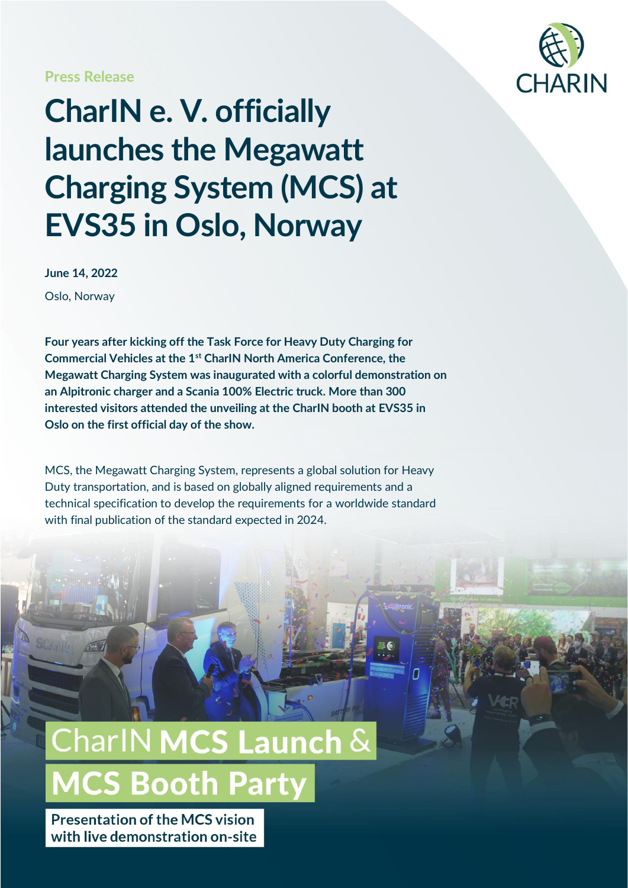Press Release

# CharIN e. V. officially launches the Megawatt Charging System (MCS) at EVS35 in Oslo, Norway

**June 14, 2022**

Oslo, Norway

**Four years after kicking off the Task Force for Heavy Duty Charging for Commercial Vehicles at the 1st CharIN North America Conference, the Megawatt Charging System was inaugurated with a colorful demonstration on an Alpitronic charger and a Scania 100% Electric truck. More than 300 interested visitors attended the unveiling at the CharIN booth at EVS35 in Oslo on the first official day of the show.**

MCS, the Megawatt Charging System, represents a global solution for Heavy Duty transportation, and is based on globally aligned requirements and a technical specification to develop the requirements for a worldwide standard with final publication of the standard expected in 2024.

CharIN **MCS Launch** &

**MCS Booth Party**

Presentation of the MCS vision with live demonstration on-site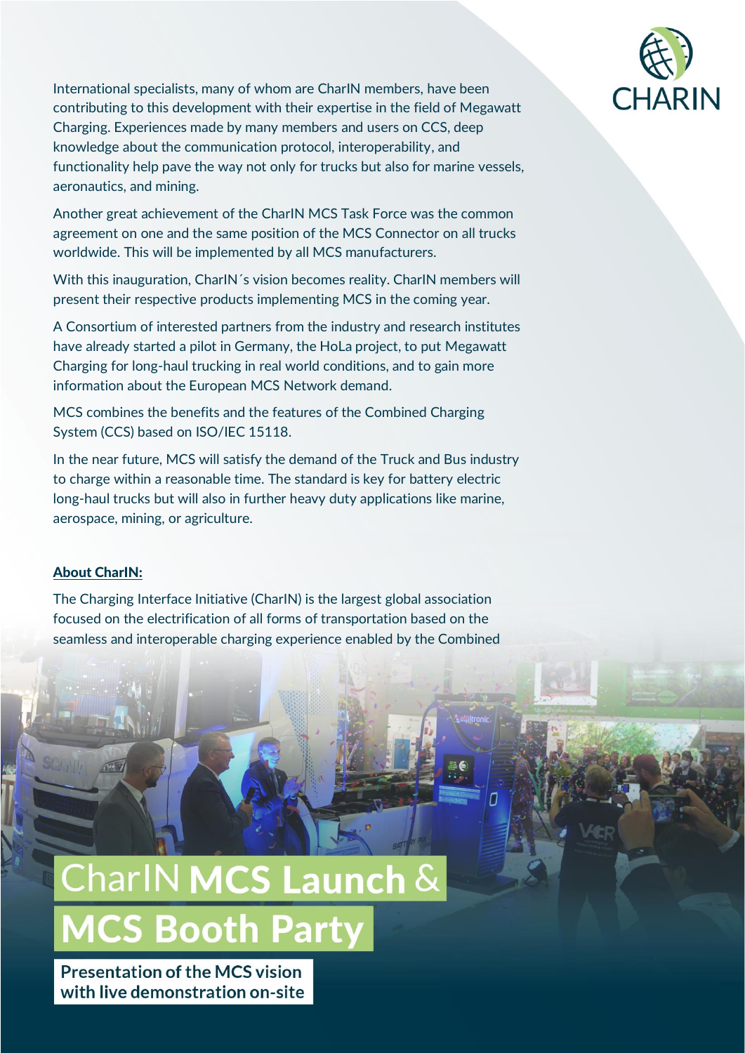International specialists, many of whom are CharIN members, have been contributing to this development with their expertise in the field of Megawatt Charging. Experiences made by many members and users on CCS, deep knowledge about the communication protocol, interoperability, and functionality help pave the way not only for trucks but also for marine vessels, aeronautics, and mining.

Another great achievement of the CharIN MCS Task Force was the common agreement on one and the same position of the MCS Connector on all trucks worldwide. This will be implemented by all MCS manufacturers.

With this inauguration, CharIN´s vision becomes reality. CharIN members will present their respective products implementing MCS in the coming year.

A Consortium of interested partners from the industry and research institutes have already started a pilot in Germany, the HoLa project, to put Megawatt Charging for long-haul trucking in real world conditions, and to gain more information about the European MCS Network demand.

MCS combines the benefits and the features of the Combined Charging System (CCS) based on ISO/IEC 15118.

In the near future, MCS will satisfy the demand of the Truck and Bus industry to charge within a reasonable time. The standard is key for battery electric long-haul trucks but will also in further heavy duty applications like marine, aerospace, mining, or agriculture.

**About CharIN:**

The Charging Interface Initiative (CharIN) is the largest global association focused on the electrification of all forms of transportation based on the seamless and interoperable charging experience enabled by the Combined

# CharIN **MCS Launch** & **MCS Booth Party**

**Presentation of the MCS vision with live demonstration on-site**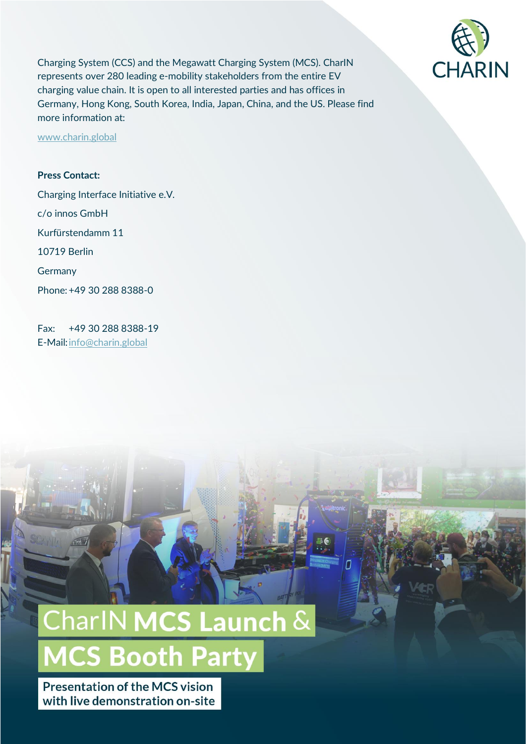Charging System (CCS) and the Megawatt Charging System (MCS). CharIN represents over 280 leading e-mobility stakeholders from the entire EV charging value chain. It is open to all interested parties and has offices in Germany, Hong Kong, South Korea, India, Japan, China, and the US. Please find more information at:

www.charin.global

**Press Contact:**

Charging Interface Initiative e.V.

c/o innos GmbH

Kurfürstendamm 11

10719 Berlin

Germany

Phone: +49 30 288 8388-0

Fax: +49 30 288 8388-19
E-Mail: info@charin.global

# CharIN MCS Launch & MCS Booth Party

**Presentation of the MCS vision with live demonstration on-site**